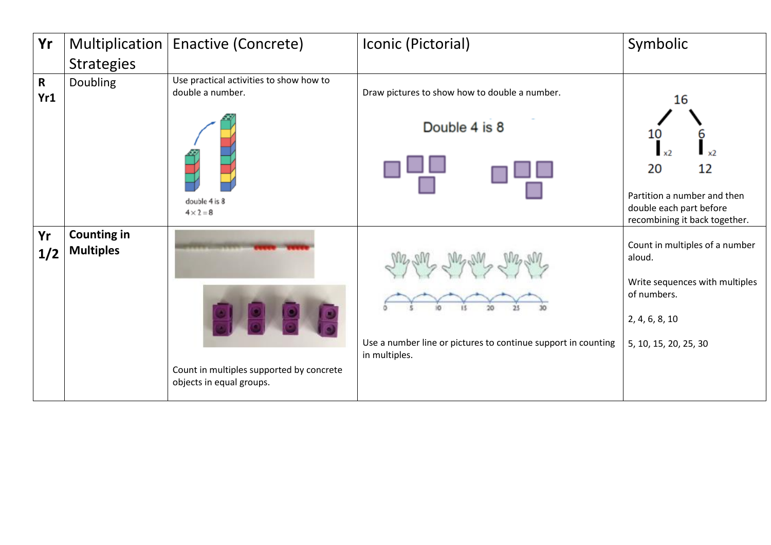| Yr | Multiplication Strategies | Enactive (Concrete) | Iconic (Pictorial) | Symbolic |
| --- | --- | --- | --- | --- |
| R Yr1 | Doubling | Use practical activities to show how to double a number. double 4 is 8 $4 \times 2 = 8$ | Draw pictures to show how to double a number. Double 4 is 8 | 16 → 10, 6; 10 x2 → 20; 6 x2 → 12. Partition a number and then double each part before recombining it back together. |
| Yr 1/2 | **Counting in Multiples** | Count in multiples supported by concrete objects in equal groups. | 0, 5, 10, 15, 20, 25, 30. Use a number line or pictures to continue support in counting in multiples. | Count in multiples of a number aloud. Write sequences with multiples of numbers. 2, 4, 6, 8, 10 5, 10, 15, 20, 25, 30 |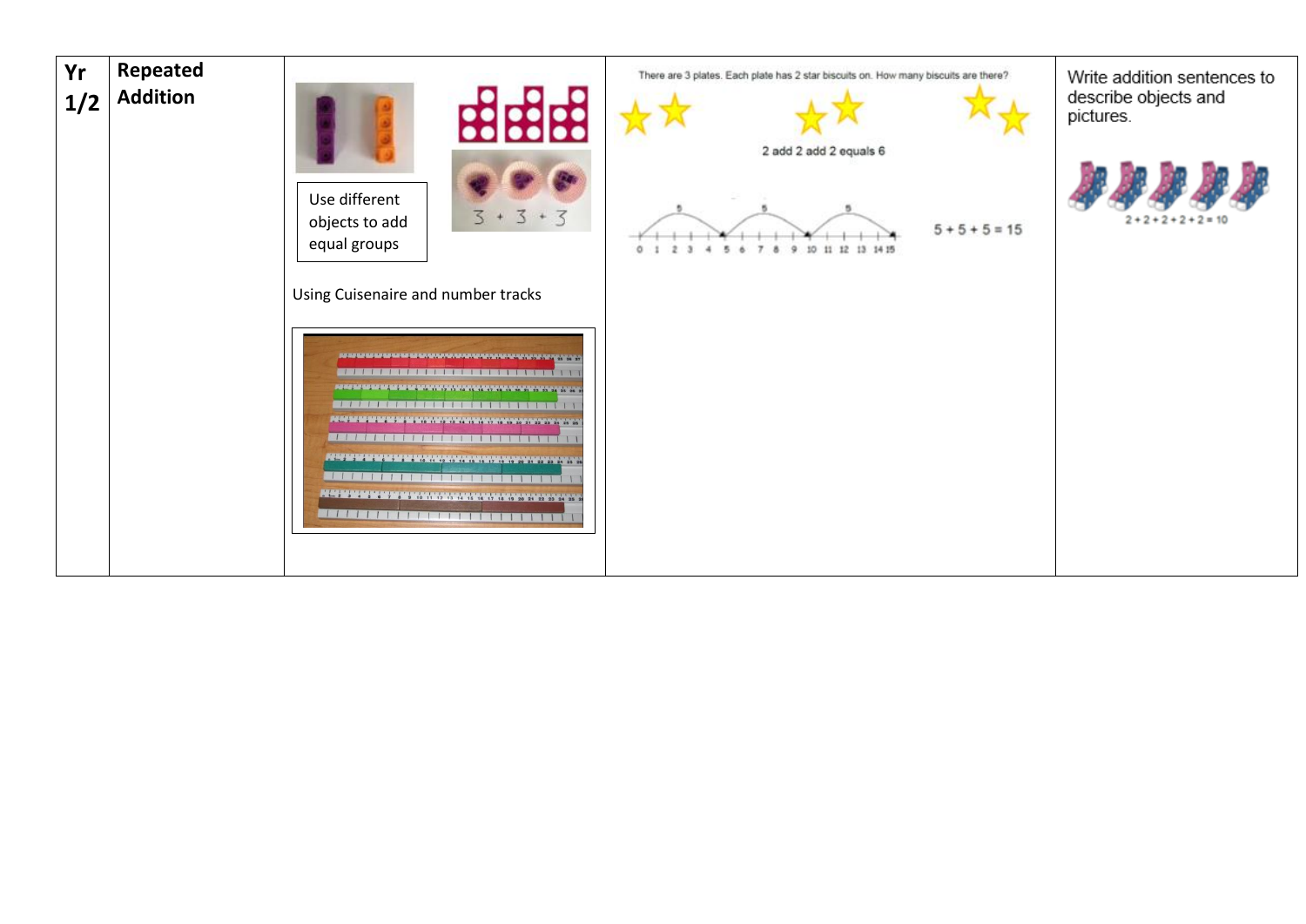| Yr 1/2 | Repeated Addition | Use different objects to add equal groups<br><br>$3 + 3 + 3$<br><br>Using Cuisenaire and number tracks | There are 3 plates. Each plate has 2 star biscuits on. How many biscuits are there?<br><br>2 add 2 add 2 equals 6<br><br>$5 + 5 + 5 = 15$ | Write addition sentences to describe objects and pictures.<br><br>$2 + 2 + 2 + 2 + 2 = 10$ |
|---|---|---|---|---|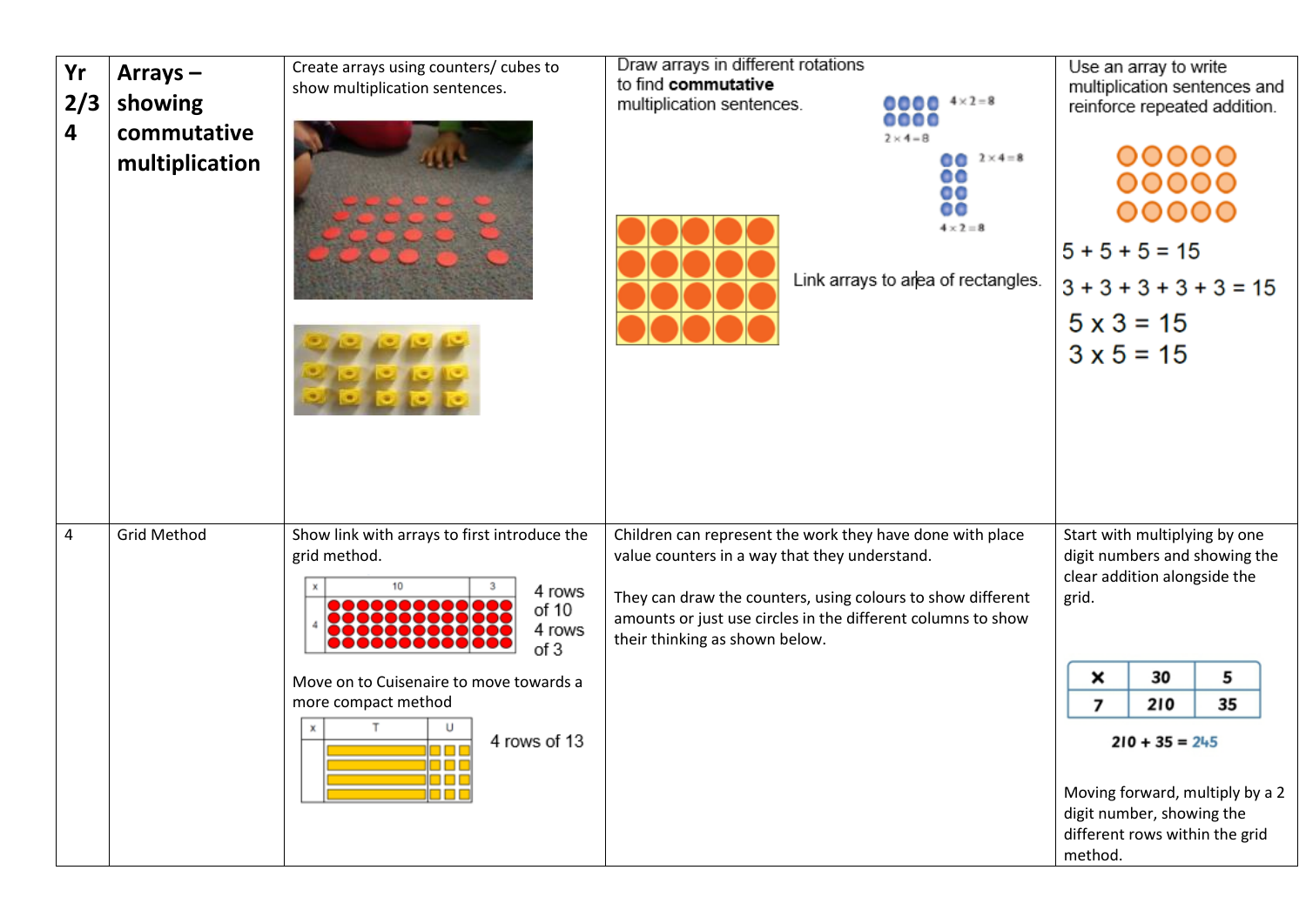| Yr | Topic | | | |
|---|---|---|---|---|
| **2/3 4** | **Arrays – showing commutative multiplication** | Create arrays using counters/ cubes to show multiplication sentences. | Draw arrays in different rotations to find **commutative** multiplication sentences. $4 \times 2 = 8$, $2 \times 4 = 8$, $2 \times 4 = 8$, $4 \times 2 = 8$ Link arrays to area of rectangles. | Use an array to write multiplication sentences and reinforce repeated addition. $5 + 5 + 5 = 15$ $3 + 3 + 3 + 3 + 3 = 15$ $5 \times 3 = 15$ $3 \times 5 = 15$ |
| 4 | Grid Method | Show link with arrays to first introduce the grid method. (x, 10, 3, 4) 4 rows of 10 4 rows of 3 Move on to Cuisenaire to move towards a more compact method (x, T, U) 4 rows of 13 | Children can represent the work they have done with place value counters in a way that they understand. They can draw the counters, using colours to show different amounts or just use circles in the different columns to show their thinking as shown below. | Start with multiplying by one digit numbers and showing the clear addition alongside the grid. (× 30 5 / 7 210 35) $210 + 35 = 245$ Moving forward, multiply by a 2 digit number, showing the different rows within the grid method. |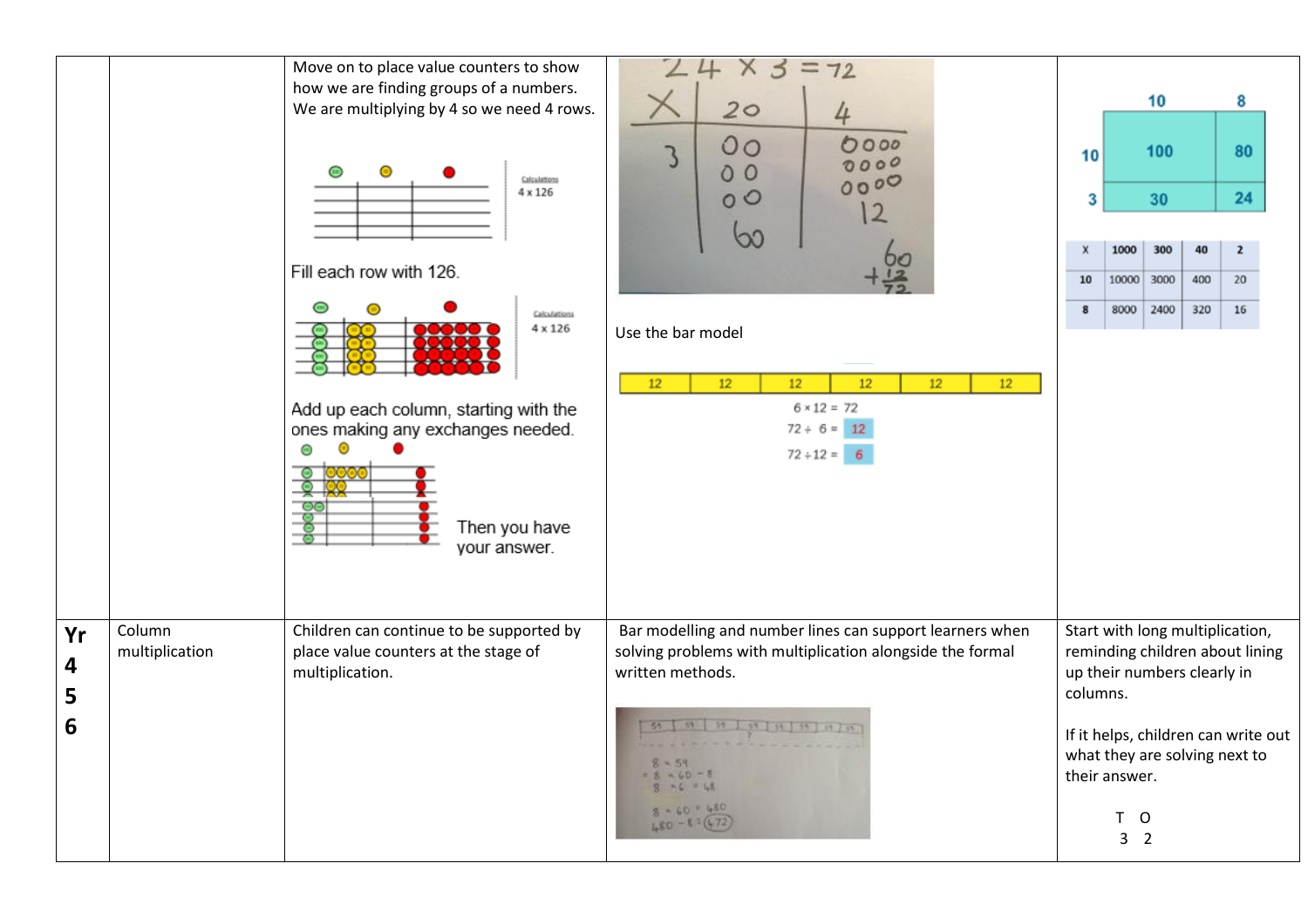| | | | | |
|---|---|---|---|---|
| | | Move on to place value counters to show how we are finding groups of a numbers. We are multiplying by 4 so we need 4 rows. Calculations 4 x 126 Fill each row with 126. Calculations 4 x 126 Add up each column, starting with the ones making any exchanges needed. Then you have your answer. | 24 x 3 = 72 (X, 20, 4; 3; 60, 12; 60 + 12 = 72) Use the bar model 12 12 12 12 12 12 $6 \times 12 = 72$ $72 \div 6 = 12$ $72 \div 12 = 6$ | (grid: 10, 8; 10: 100, 80; 3: 30, 24) (grid: X, 1000, 300, 40, 2; 10: 10000, 3000, 400, 20; 8: 8000, 2400, 320, 16) |
| **Yr 4 5 6** | Column multiplication | Children can continue to be supported by place value counters at the stage of multiplication. | Bar modelling and number lines can support learners when solving problems with multiplication alongside the formal written methods. $8 \times 59$ $= 8 \times 60 - 8$ $8 \times 6 = 48$ $8 \times 60 = 480$ $480 - 8 = 472$ | Start with long multiplication, reminding children about lining up their numbers clearly in columns. If it helps, children can write out what they are solving next to their answer. T O 3 2 |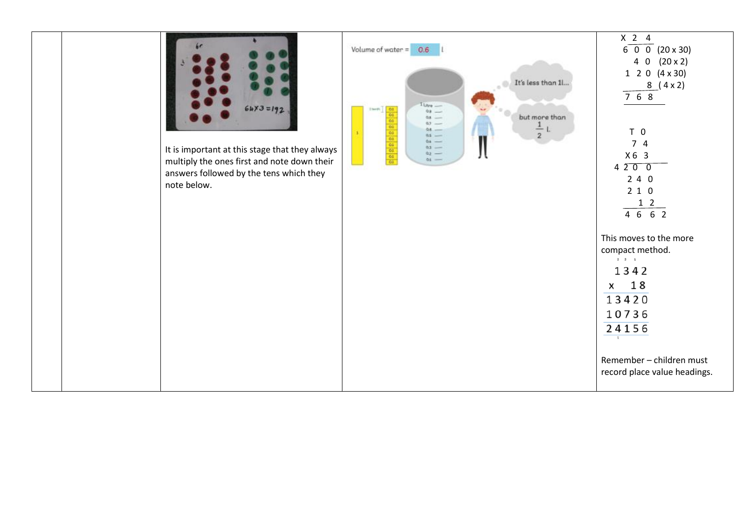| | | | | |
|---|---|---|---|---|
| | | It is important at this stage that they always multiply the ones first and note down their answers followed by the tens which they note below. | Volume of water = 0.6 l<br>It's less than 1l...<br>but more than $\frac{1}{2}$ l. | X 2 4<br>6 0 0 (20 x 30)<br>4 0 (20 x 2)<br>1 2 0 (4 x 30)<br>8 (4 x 2)<br>7 6 8<br><br>T 0<br>7 4<br>X 6 3<br>4 2 0 0<br>2 4 0<br>2 1 0<br>1 2<br>4 6 6 2<br><br>This moves to the more compact method.<br>1342<br>x 18<br>13420<br>10736<br>24156<br><br>Remember – children must record place value headings. |